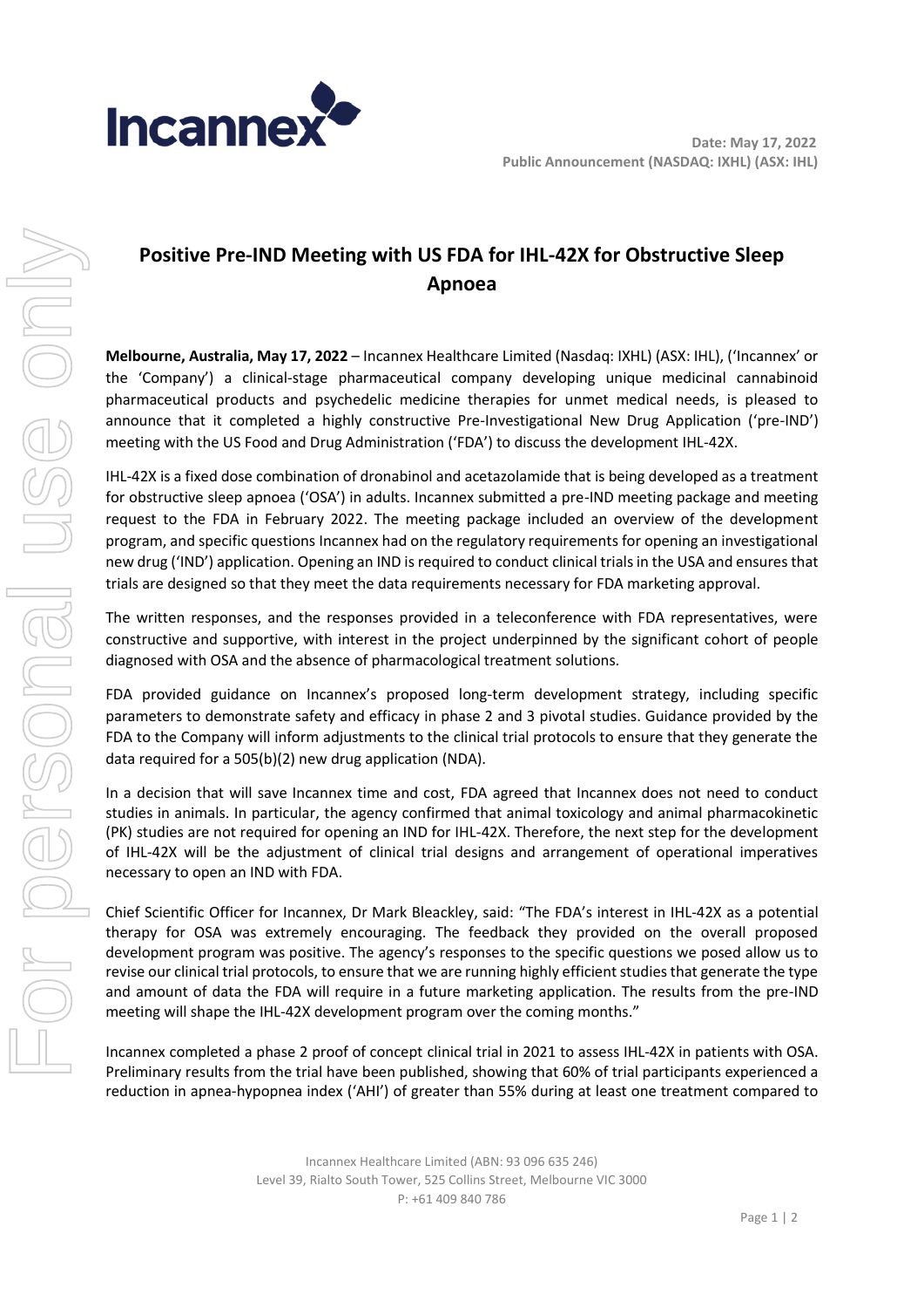Date: May 17, 2022
Public Announcement (NASDAQ: IXHL) (ASX: IHL)

# Positive Pre-IND Meeting with US FDA for IHL-42X for Obstructive Sleep Apnoea

**Melbourne, Australia, May 17, 2022** – Incannex Healthcare Limited (Nasdaq: IXHL) (ASX: IHL), ('Incannex' or the 'Company') a clinical-stage pharmaceutical company developing unique medicinal cannabinoid pharmaceutical products and psychedelic medicine therapies for unmet medical needs, is pleased to announce that it completed a highly constructive Pre-Investigational New Drug Application ('pre-IND') meeting with the US Food and Drug Administration ('FDA') to discuss the development IHL-42X.

IHL-42X is a fixed dose combination of dronabinol and acetazolamide that is being developed as a treatment for obstructive sleep apnoea ('OSA') in adults. Incannex submitted a pre-IND meeting package and meeting request to the FDA in February 2022. The meeting package included an overview of the development program, and specific questions Incannex had on the regulatory requirements for opening an investigational new drug ('IND') application. Opening an IND is required to conduct clinical trials in the USA and ensures that trials are designed so that they meet the data requirements necessary for FDA marketing approval.

The written responses, and the responses provided in a teleconference with FDA representatives, were constructive and supportive, with interest in the project underpinned by the significant cohort of people diagnosed with OSA and the absence of pharmacological treatment solutions.

FDA provided guidance on Incannex's proposed long-term development strategy, including specific parameters to demonstrate safety and efficacy in phase 2 and 3 pivotal studies. Guidance provided by the FDA to the Company will inform adjustments to the clinical trial protocols to ensure that they generate the data required for a 505(b)(2) new drug application (NDA).

In a decision that will save Incannex time and cost, FDA agreed that Incannex does not need to conduct studies in animals. In particular, the agency confirmed that animal toxicology and animal pharmacokinetic (PK) studies are not required for opening an IND for IHL-42X. Therefore, the next step for the development of IHL-42X will be the adjustment of clinical trial designs and arrangement of operational imperatives necessary to open an IND with FDA.

Chief Scientific Officer for Incannex, Dr Mark Bleackley, said: "The FDA's interest in IHL-42X as a potential therapy for OSA was extremely encouraging. The feedback they provided on the overall proposed development program was positive. The agency's responses to the specific questions we posed allow us to revise our clinical trial protocols, to ensure that we are running highly efficient studies that generate the type and amount of data the FDA will require in a future marketing application. The results from the pre-IND meeting will shape the IHL-42X development program over the coming months."

Incannex completed a phase 2 proof of concept clinical trial in 2021 to assess IHL-42X in patients with OSA. Preliminary results from the trial have been published, showing that 60% of trial participants experienced a reduction in apnea-hypopnea index ('AHI') of greater than 55% during at least one treatment compared to

Incannex Healthcare Limited (ABN: 93 096 635 246)
Level 39, Rialto South Tower, 525 Collins Street, Melbourne VIC 3000
P: +61 409 840 786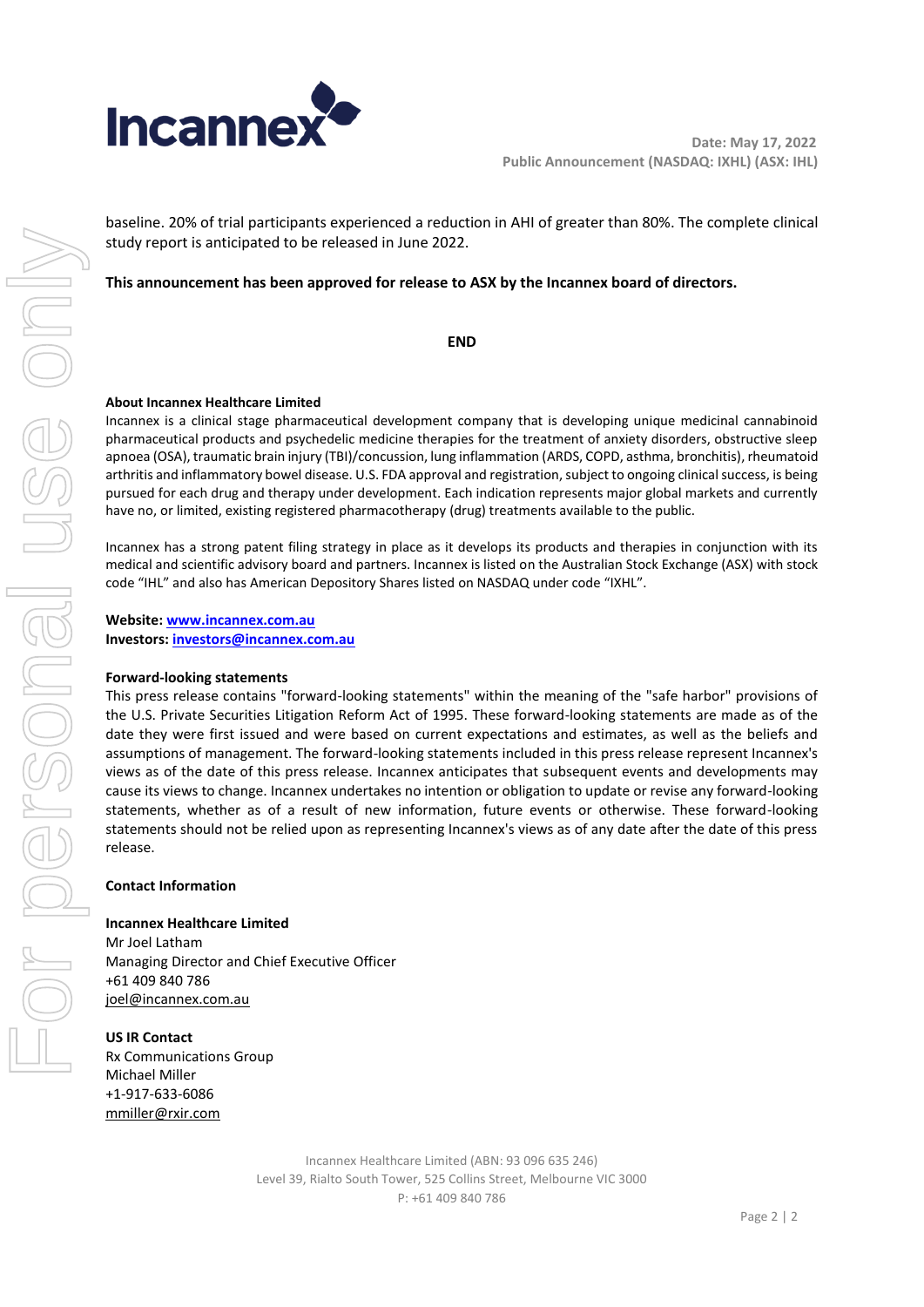baseline. 20% of trial participants experienced a reduction in AHI of greater than 80%. The complete clinical study report is anticipated to be released in June 2022.

**This announcement has been approved for release to ASX by the Incannex board of directors.**

**END**

**About Incannex Healthcare Limited**

Incannex is a clinical stage pharmaceutical development company that is developing unique medicinal cannabinoid pharmaceutical products and psychedelic medicine therapies for the treatment of anxiety disorders, obstructive sleep apnoea (OSA), traumatic brain injury (TBI)/concussion, lung inflammation (ARDS, COPD, asthma, bronchitis), rheumatoid arthritis and inflammatory bowel disease. U.S. FDA approval and registration, subject to ongoing clinical success, is being pursued for each drug and therapy under development. Each indication represents major global markets and currently have no, or limited, existing registered pharmacotherapy (drug) treatments available to the public.

Incannex has a strong patent filing strategy in place as it develops its products and therapies in conjunction with its medical and scientific advisory board and partners. Incannex is listed on the Australian Stock Exchange (ASX) with stock code "IHL" and also has American Depository Shares listed on NASDAQ under code "IXHL".

**Website:** www.incannex.com.au
**Investors:** investors@incannex.com.au

**Forward-looking statements**

This press release contains "forward-looking statements" within the meaning of the "safe harbor" provisions of the U.S. Private Securities Litigation Reform Act of 1995. These forward-looking statements are made as of the date they were first issued and were based on current expectations and estimates, as well as the beliefs and assumptions of management. The forward-looking statements included in this press release represent Incannex's views as of the date of this press release. Incannex anticipates that subsequent events and developments may cause its views to change. Incannex undertakes no intention or obligation to update or revise any forward-looking statements, whether as of a result of new information, future events or otherwise. These forward-looking statements should not be relied upon as representing Incannex's views as of any date after the date of this press release.

**Contact Information**

**Incannex Healthcare Limited**
Mr Joel Latham
Managing Director and Chief Executive Officer
+61 409 840 786
joel@incannex.com.au

**US IR Contact**
Rx Communications Group
Michael Miller
+1-917-633-6086
mmiller@rxir.com

Incannex Healthcare Limited (ABN: 93 096 635 246)
Level 39, Rialto South Tower, 525 Collins Street, Melbourne VIC 3000
P: +61 409 840 786